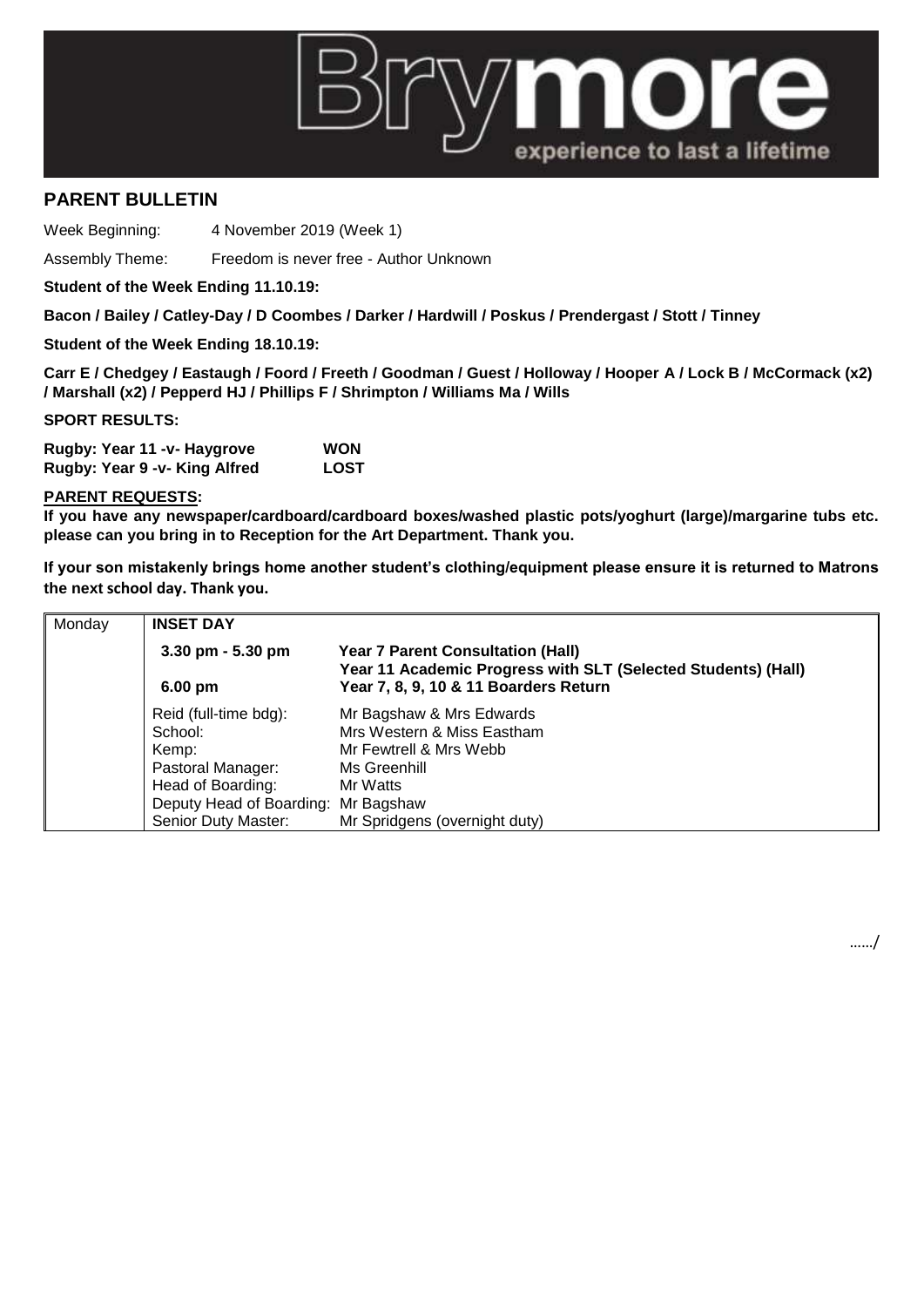Brymore

experience to last a lifetime

## PARENT BULLETIN

Week Beginning: 4 November 2019 (Week 1)

Assembly Theme: Freedom is never free - Author Unknown

**Student of the Week Ending 11.10.19:**

**Bacon / Bailey / Catley-Day / D Coombes / Darker / Hardwill / Poskus / Prendergast / Stott / Tinney**

**Student of the Week Ending 18.10.19:**

**Carr E / Chedgey / Eastaugh / Foord / Freeth / Goodman / Guest / Holloway / Hooper A / Lock B / McCormack (x2) / Marshall (x2) / Pepperd HJ / Phillips F / Shrimpton / Williams Ma / Wills**

**SPORT RESULTS:**

| | |
|---|---|
| **Rugby: Year 11 -v- Haygrove** | **WON** |
| **Rugby: Year 9 -v- King Alfred** | **LOST** |

**PARENT REQUESTS:**

**If you have any newspaper/cardboard/cardboard boxes/washed plastic pots/yoghurt (large)/margarine tubs etc. please can you bring in to Reception for the Art Department. Thank you.**

**If your son mistakenly brings home another student's clothing/equipment please ensure it is returned to Matrons the next school day. Thank you.**

| | | |
|---|---|---|
| Monday | **INSET DAY** | |
| | **3.30 pm - 5.30 pm** | **Year 7 Parent Consultation (Hall)**<br>**Year 11 Academic Progress with SLT (Selected Students) (Hall)** |
| | **6.00 pm** | **Year 7, 8, 9, 10 & 11 Boarders Return** |
| | Reid (full-time bdg): | Mr Bagshaw & Mrs Edwards |
| | School: | Mrs Western & Miss Eastham |
| | Kemp: | Mr Fewtrell & Mrs Webb |
| | Pastoral Manager: | Ms Greenhill |
| | Head of Boarding: | Mr Watts |
| | Deputy Head of Boarding: | Mr Bagshaw |
| | Senior Duty Master: | Mr Spridgens (overnight duty) |

....../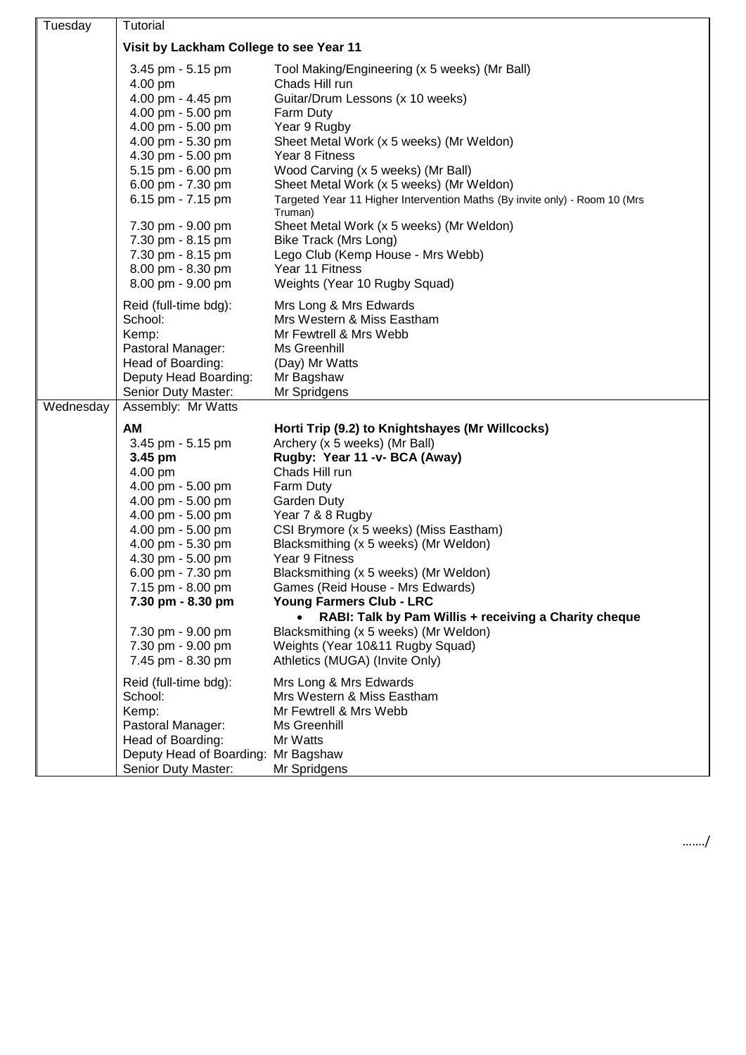| | | |
|---|---|---|
| Tuesday | Tutorial | |
| | **Visit by Lackham College to see Year 11** | |
| | 3.45 pm - 5.15 pm | Tool Making/Engineering (x 5 weeks) (Mr Ball) |
| | 4.00 pm | Chads Hill run |
| | 4.00 pm - 4.45 pm | Guitar/Drum Lessons (x 10 weeks) |
| | 4.00 pm - 5.00 pm | Farm Duty |
| | 4.00 pm - 5.00 pm | Year 9 Rugby |
| | 4.00 pm - 5.30 pm | Sheet Metal Work (x 5 weeks) (Mr Weldon) |
| | 4.30 pm - 5.00 pm | Year 8 Fitness |
| | 5.15 pm - 6.00 pm | Wood Carving (x 5 weeks) (Mr Ball) |
| | 6.00 pm - 7.30 pm | Sheet Metal Work (x 5 weeks) (Mr Weldon) |
| | 6.15 pm - 7.15 pm | Targeted Year 11 Higher Intervention Maths (By invite only) - Room 10 (Mrs Truman) |
| | 7.30 pm - 9.00 pm | Sheet Metal Work (x 5 weeks) (Mr Weldon) |
| | 7.30 pm - 8.15 pm | Bike Track (Mrs Long) |
| | 7.30 pm - 8.15 pm | Lego Club (Kemp House - Mrs Webb) |
| | 8.00 pm - 8.30 pm | Year 11 Fitness |
| | 8.00 pm - 9.00 pm | Weights (Year 10 Rugby Squad) |
| | Reid (full-time bdg): | Mrs Long & Mrs Edwards |
| | School: | Mrs Western & Miss Eastham |
| | Kemp: | Mr Fewtrell & Mrs Webb |
| | Pastoral Manager: | Ms Greenhill |
| | Head of Boarding: | (Day) Mr Watts |
| | Deputy Head Boarding: | Mr Bagshaw |
| | Senior Duty Master: | Mr Spridgens |
| Wednesday | Assembly: Mr Watts | |
| | **AM** | **Horti Trip (9.2) to Knightshayes (Mr Willcocks)** |
| | 3.45 pm - 5.15 pm | Archery (x 5 weeks) (Mr Ball) |
| | **3.45 pm** | **Rugby: Year 11 -v- BCA (Away)** |
| | 4.00 pm | Chads Hill run |
| | 4.00 pm - 5.00 pm | Farm Duty |
| | 4.00 pm - 5.00 pm | Garden Duty |
| | 4.00 pm - 5.00 pm | Year 7 & 8 Rugby |
| | 4.00 pm - 5.00 pm | CSI Brymore (x 5 weeks) (Miss Eastham) |
| | 4.00 pm - 5.30 pm | Blacksmithing (x 5 weeks) (Mr Weldon) |
| | 4.30 pm - 5.00 pm | Year 9 Fitness |
| | 6.00 pm - 7.30 pm | Blacksmithing (x 5 weeks) (Mr Weldon) |
| | 7.15 pm - 8.00 pm | Games (Reid House - Mrs Edwards) |
| | **7.30 pm - 8.30 pm** | **Young Farmers Club - LRC** <br> • **RABI: Talk by Pam Willis + receiving a Charity cheque** |
| | 7.30 pm - 9.00 pm | Blacksmithing (x 5 weeks) (Mr Weldon) |
| | 7.30 pm - 9.00 pm | Weights (Year 10&11 Rugby Squad) |
| | 7.45 pm - 8.30 pm | Athletics (MUGA) (Invite Only) |
| | Reid (full-time bdg): | Mrs Long & Mrs Edwards |
| | School: | Mrs Western & Miss Eastham |
| | Kemp: | Mr Fewtrell & Mrs Webb |
| | Pastoral Manager: | Ms Greenhill |
| | Head of Boarding: | Mr Watts |
| | Deputy Head of Boarding: | Mr Bagshaw |
| | Senior Duty Master: | Mr Spridgens |

……./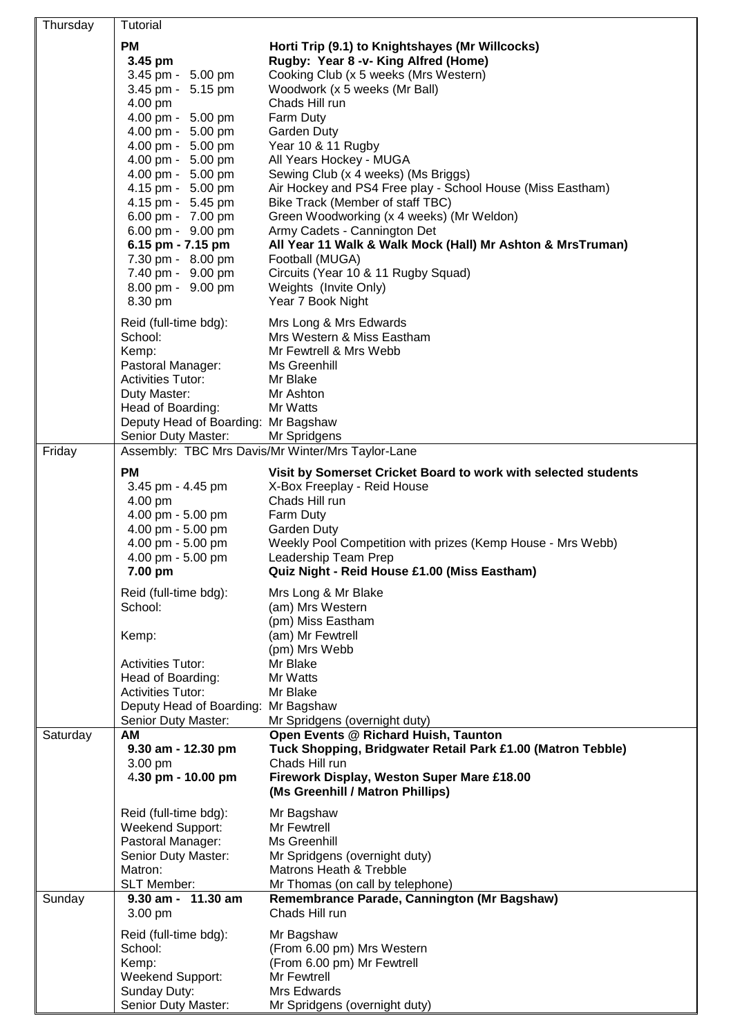| | | |
|---|---|---|
| Thursday | Tutorial | |
| | **PM** | **Horti Trip (9.1) to Knightshayes (Mr Willcocks)** |
| | **3.45 pm** | **Rugby: Year 8 -v- King Alfred (Home)** |
| | 3.45 pm - 5.00 pm | Cooking Club (x 5 weeks (Mrs Western) |
| | 3.45 pm - 5.15 pm | Woodwork (x 5 weeks (Mr Ball) |
| | 4.00 pm | Chads Hill run |
| | 4.00 pm - 5.00 pm | Farm Duty |
| | 4.00 pm - 5.00 pm | Garden Duty |
| | 4.00 pm - 5.00 pm | Year 10 & 11 Rugby |
| | 4.00 pm - 5.00 pm | All Years Hockey - MUGA |
| | 4.00 pm - 5.00 pm | Sewing Club (x 4 weeks) (Ms Briggs) |
| | 4.15 pm - 5.00 pm | Air Hockey and PS4 Free play - School House (Miss Eastham) |
| | 4.15 pm - 5.45 pm | Bike Track (Member of staff TBC) |
| | 6.00 pm - 7.00 pm | Green Woodworking (x 4 weeks) (Mr Weldon) |
| | 6.00 pm - 9.00 pm | Army Cadets - Cannington Det |
| | **6.15 pm - 7.15 pm** | **All Year 11 Walk & Walk Mock (Hall) Mr Ashton & MrsTruman)** |
| | 7.30 pm - 8.00 pm | Football (MUGA) |
| | 7.40 pm - 9.00 pm | Circuits (Year 10 & 11 Rugby Squad) |
| | 8.00 pm - 9.00 pm | Weights (Invite Only) |
| | 8.30 pm | Year 7 Book Night |
| | Reid (full-time bdg): | Mrs Long & Mrs Edwards |
| | School: | Mrs Western & Miss Eastham |
| | Kemp: | Mr Fewtrell & Mrs Webb |
| | Pastoral Manager: | Ms Greenhill |
| | Activities Tutor: | Mr Blake |
| | Duty Master: | Mr Ashton |
| | Head of Boarding: | Mr Watts |
| | Deputy Head of Boarding: | Mr Bagshaw |
| | Senior Duty Master: | Mr Spridgens |
| Friday | Assembly: TBC Mrs Davis/Mr Winter/Mrs Taylor-Lane | |
| | **PM** | **Visit by Somerset Cricket Board to work with selected students** |
| | 3.45 pm - 4.45 pm | X-Box Freeplay - Reid House |
| | 4.00 pm | Chads Hill run |
| | 4.00 pm - 5.00 pm | Farm Duty |
| | 4.00 pm - 5.00 pm | Garden Duty |
| | 4.00 pm - 5.00 pm | Weekly Pool Competition with prizes (Kemp House - Mrs Webb) |
| | 4.00 pm - 5.00 pm | Leadership Team Prep |
| | **7.00 pm** | **Quiz Night - Reid House £1.00 (Miss Eastham)** |
| | Reid (full-time bdg): | Mrs Long & Mr Blake |
| | School: | (am) Mrs Western<br>(pm) Miss Eastham |
| | Kemp: | (am) Mr Fewtrell<br>(pm) Mrs Webb |
| | Activities Tutor: | Mr Blake |
| | Head of Boarding: | Mr Watts |
| | Activities Tutor: | Mr Blake |
| | Deputy Head of Boarding: | Mr Bagshaw |
| | Senior Duty Master: | Mr Spridgens (overnight duty) |
| Saturday | **AM** | **Open Events @ Richard Huish, Taunton** |
| | **9.30 am - 12.30 pm** | **Tuck Shopping, Bridgwater Retail Park £1.00 (Matron Tebble)** |
| | 3.00 pm | Chads Hill run |
| | **4.30 pm - 10.00 pm** | **Firework Display, Weston Super Mare £18.00 (Ms Greenhill / Matron Phillips)** |
| | Reid (full-time bdg): | Mr Bagshaw |
| | Weekend Support: | Mr Fewtrell |
| | Pastoral Manager: | Ms Greenhill |
| | Senior Duty Master: | Mr Spridgens (overnight duty) |
| | Matron: | Matrons Heath & Trebble |
| | SLT Member: | Mr Thomas (on call by telephone) |
| Sunday | **9.30 am - 11.30 am** | **Remembrance Parade, Cannington (Mr Bagshaw)** |
| | 3.00 pm | Chads Hill run |
| | Reid (full-time bdg): | Mr Bagshaw |
| | School: | (From 6.00 pm) Mrs Western |
| | Kemp: | (From 6.00 pm) Mr Fewtrell |
| | Weekend Support: | Mr Fewtrell |
| | Sunday Duty: | Mrs Edwards |
| | Senior Duty Master: | Mr Spridgens (overnight duty) |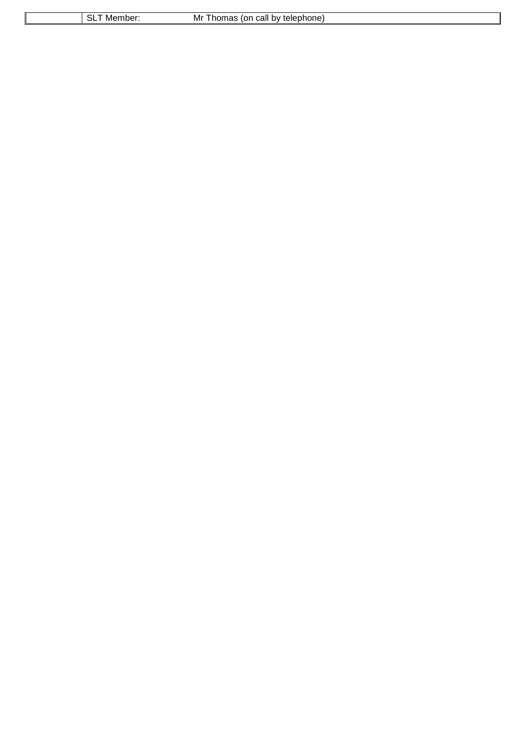| | | |
|---|---|---|
| | SLT Member: | Mr Thomas (on call by telephone) |